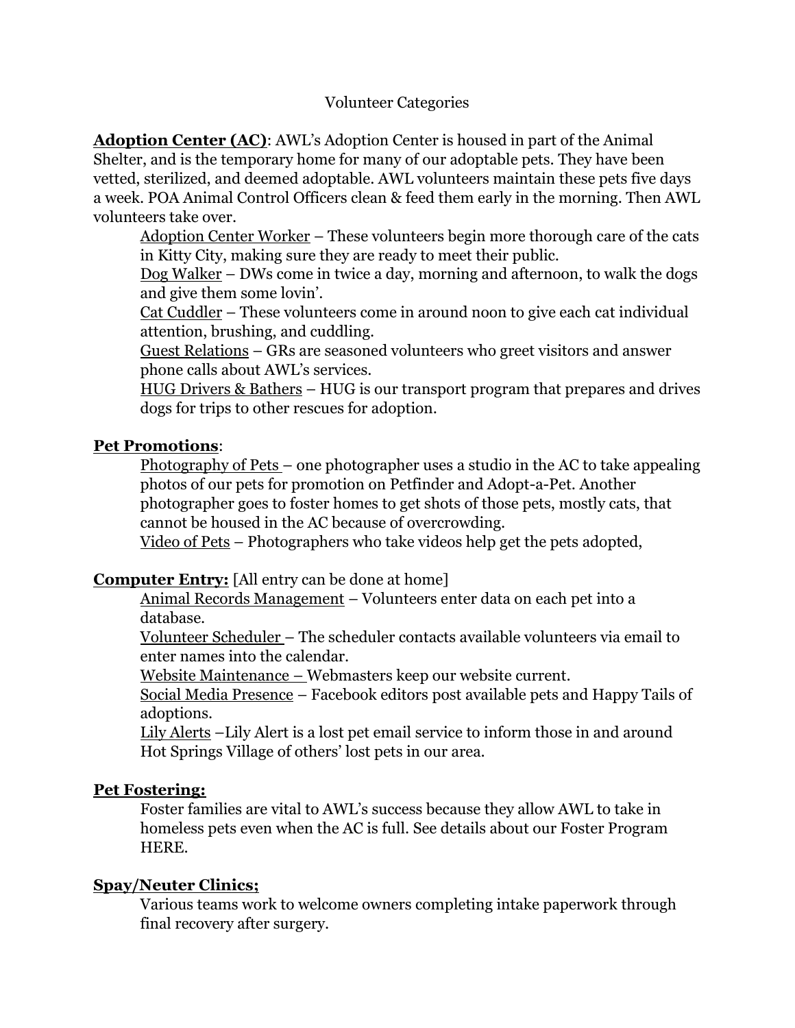# Volunteer Categories

**Adoption Center (AC)**: AWL's Adoption Center is housed in part of the Animal Shelter, and is the temporary home for many of our adoptable pets. They have been vetted, sterilized, and deemed adoptable. AWL volunteers maintain these pets five days a week. POA Animal Control Officers clean & feed them early in the morning. Then AWL volunteers take over.

- Adoption Center Worker – These volunteers begin more thorough care of the cats in Kitty City, making sure they are ready to meet their public.
- Dog Walker – DWs come in twice a day, morning and afternoon, to walk the dogs and give them some lovin'.
- Cat Cuddler – These volunteers come in around noon to give each cat individual attention, brushing, and cuddling.
- Guest Relations – GRs are seasoned volunteers who greet visitors and answer phone calls about AWL's services.
- HUG Drivers & Bathers – HUG is our transport program that prepares and drives dogs for trips to other rescues for adoption.

**Pet Promotions**:

- Photography of Pets – one photographer uses a studio in the AC to take appealing photos of our pets for promotion on Petfinder and Adopt-a-Pet. Another photographer goes to foster homes to get shots of those pets, mostly cats, that cannot be housed in the AC because of overcrowding.
- Video of Pets – Photographers who take videos help get the pets adopted,

**Computer Entry:** [All entry can be done at home]

- Animal Records Management – Volunteers enter data on each pet into a database.
- Volunteer Scheduler – The scheduler contacts available volunteers via email to enter names into the calendar.
- Website Maintenance – Webmasters keep our website current.
- Social Media Presence – Facebook editors post available pets and Happy Tails of adoptions.
- Lily Alerts –Lily Alert is a lost pet email service to inform those in and around Hot Springs Village of others' lost pets in our area.

**Pet Fostering:**

Foster families are vital to AWL's success because they allow AWL to take in homeless pets even when the AC is full. See details about our Foster Program HERE.

**Spay/Neuter Clinics;**

Various teams work to welcome owners completing intake paperwork through final recovery after surgery.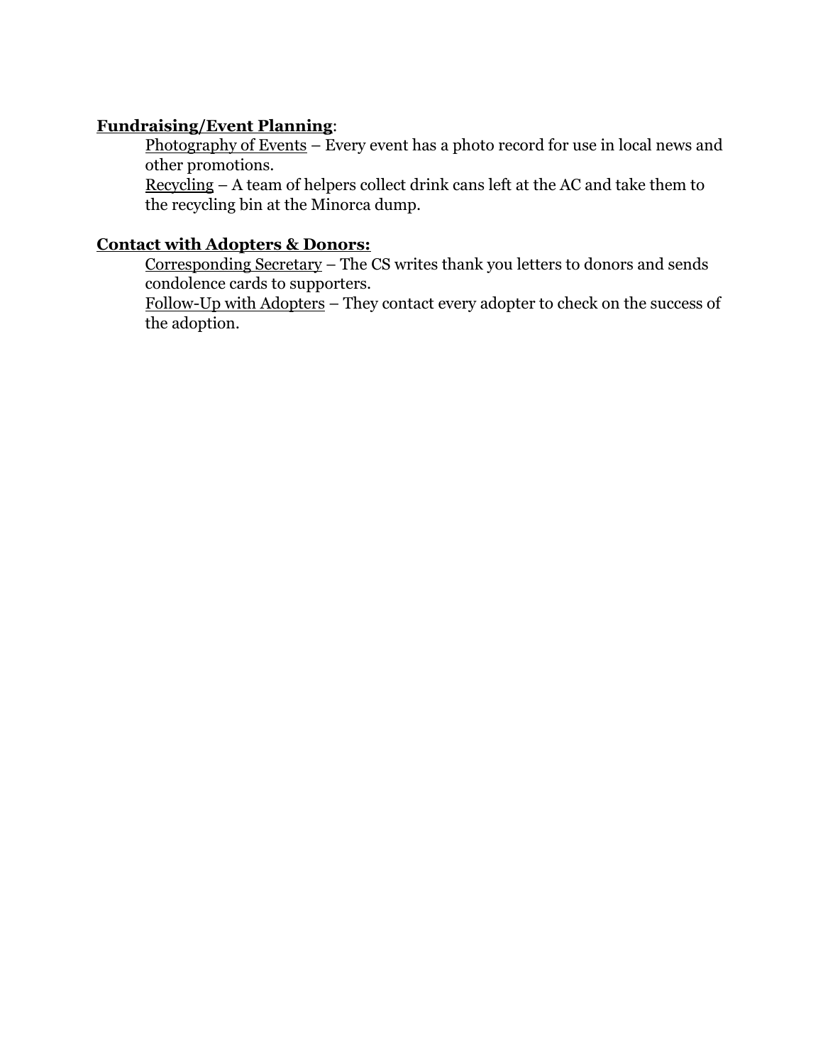**Fundraising/Event Planning**:

<u>Photography of Events</u> – Every event has a photo record for use in local news and other promotions.

<u>Recycling</u> – A team of helpers collect drink cans left at the AC and take them to the recycling bin at the Minorca dump.

**Contact with Adopters & Donors:**

<u>Corresponding Secretary</u> – The CS writes thank you letters to donors and sends condolence cards to supporters.

<u>Follow-Up with Adopters</u> – They contact every adopter to check on the success of the adoption.